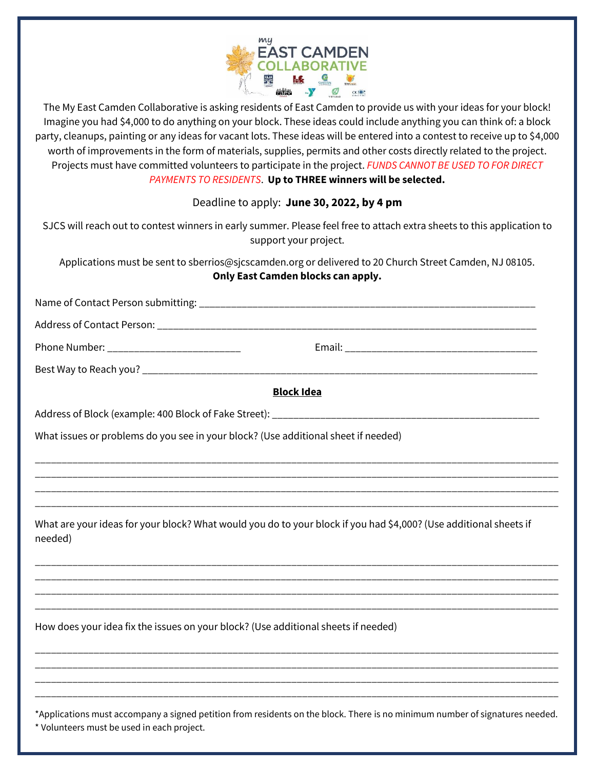The My East Camden Collaborative is asking residents of East Camden to provide us with your ideas for your block! Imagine you had $4,000 to do anything on your block. These ideas could include anything you can think of: a block party, cleanups, painting or any ideas for vacant lots. These ideas will be entered into a contest to receive up to $4,000 worth of improvements in the form of materials, supplies, permits and other costs directly related to the project. Projects must have committed volunteers to participate in the project. *FUNDS CANNOT BE USED TO FOR DIRECT PAYMENTS TO RESIDENTS*. **Up to THREE winners will be selected.**

Deadline to apply: **June 30, 2022, by 4 pm**

SJCS will reach out to contest winners in early summer. Please feel free to attach extra sheets to this application to support your project.

Applications must be sent to sberrios@sjcscamden.org or delivered to 20 Church Street Camden, NJ 08105.
**Only East Camden blocks can apply.**

Name of Contact Person submitting: ________________________________________________________________

Address of Contact Person: ________________________________________________________________

Phone Number: _________________________ Email: _____________________________________

Best Way to Reach you? ________________________________________________________________

**Block Idea**

Address of Block (example: 400 Block of Fake Street): ________________________________________

What issues or problems do you see in your block? (Use additional sheet if needed)

________________________________________________________________________________________
________________________________________________________________________________________
________________________________________________________________________________________
________________________________________________________________________________________

What are your ideas for your block? What would you do to your block if you had $4,000? (Use additional sheets if needed)

________________________________________________________________________________________
________________________________________________________________________________________
________________________________________________________________________________________
________________________________________________________________________________________

How does your idea fix the issues on your block? (Use additional sheets if needed)

________________________________________________________________________________________
________________________________________________________________________________________
________________________________________________________________________________________
________________________________________________________________________________________

*Applications must accompany a signed petition from residents on the block. There is no minimum number of signatures needed.
* Volunteers must be used in each project.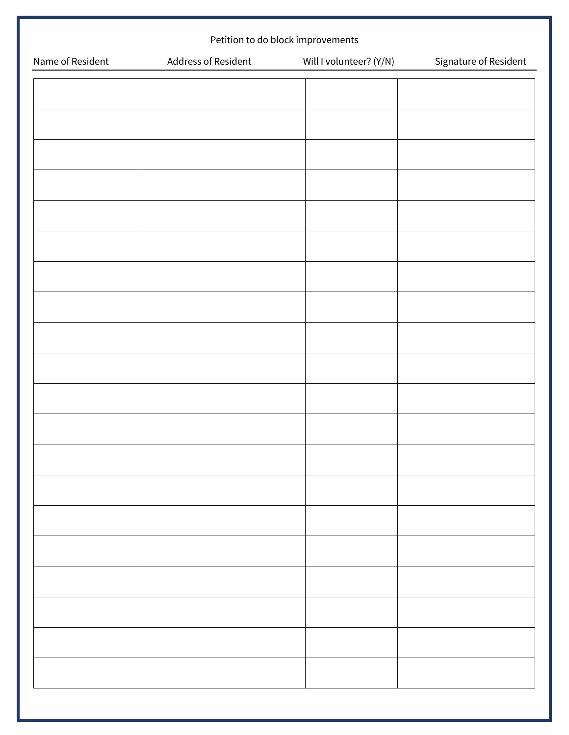Petition to do block improvements

| Name of Resident | Address of Resident | Will I volunteer? (Y/N) | Signature of Resident |
|---|---|---|---|
| | | | |
| | | | |
| | | | |
| | | | |
| | | | |
| | | | |
| | | | |
| | | | |
| | | | |
| | | | |
| | | | |
| | | | |
| | | | |
| | | | |
| | | | |
| | | | |
| | | | |
| | | | |
| | | | |
| | | | |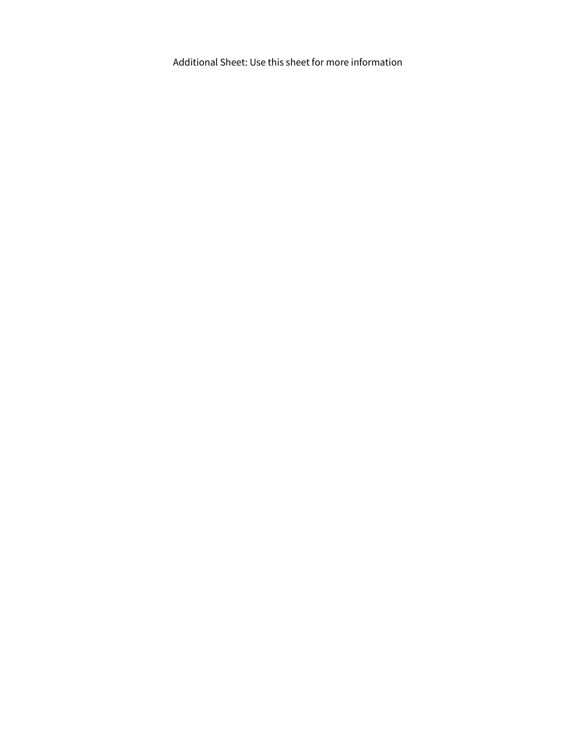Additional Sheet: Use this sheet for more information